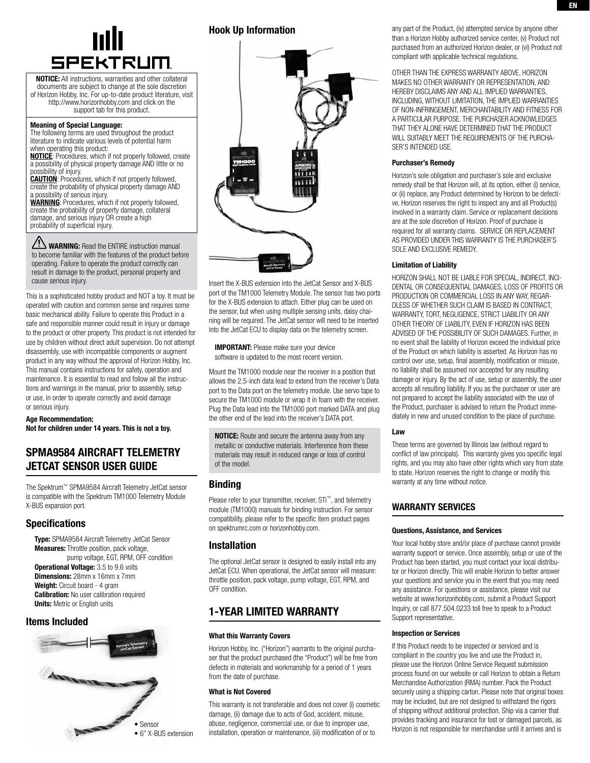**NOTICE:** All instructions, warranties and other collateral documents are subject to change at the sole discretion of Horizon Hobby, Inc. For up-to-date product literature, visit http://www.horizonhobby.com and click on the support tab for this product.

**Meaning of Special Language:**
The following terms are used throughout the product literature to indicate various levels of potential harm when operating this product:
**NOTICE**: Procedures, which if not properly followed, create a possibility of physical property damage AND little or no possibility of injury.
**CAUTION**: Procedures, which if not properly followed, create the probability of physical property damage AND a possibility of serious injury.
**WARNING**: Procedures, which if not properly followed, create the probability of property damage, collateral damage, and serious injury OR create a high probability of superficial injury.

**WARNING:** Read the ENTIRE instruction manual to become familiar with the features of the product before operating. Failure to operate the product correctly can result in damage to the product, personal property and cause serious injury.

This is a sophisticated hobby product and NOT a toy. It must be operated with caution and common sense and requires some basic mechanical ability. Failure to operate this Product in a safe and responsible manner could result in injury or damage to the product or other property. This product is not intended for use by children without direct adult supervision. Do not attempt disassembly, use with incompatible components or augment product in any way without the approval of Horizon Hobby, Inc. This manual contains instructions for safety, operation and maintenance. It is essential to read and follow all the instructions and warnings in the manual, prior to assembly, setup or use, in order to operate correctly and avoid damage or serious injury.

**Age Recommendation:**
**Not for children under 14 years. This is not a toy.**

## SPMA9584 AIRCRAFT TELEMETRY JETCAT SENSOR USER GUIDE

The Spektrum™ SPMA9584 Aircraft Telemetry JetCat sensor is compatible with the Spektrum TM1000 Telemetry Module X-BUS expansion port.

### Specifications

**Type:** SPMA9584 Aircraft Telemetry JetCat Sensor
**Measures:** Throttle position, pack voltage, pump voltage, EGT, RPM, OFF condition
**Operational Voltage:** 3.5 to 9.6 volts
**Dimensions:** 28mm x 16mm x 7mm
**Weight:** Circuit board - 4 gram
**Calibration:** No user calibration required
**Units:** Metric or English units

### Items Included

- Sensor
- 6" X-BUS extension

### Hook Up Information

Insert the X-BUS extension into the JetCat Sensor and X-BUS port of the TM1000 Telemetry Module. The sensor has two ports for the X-BUS extension to attach. Either plug can be used on the sensor, but when using multiple sensing units, daisy chaining will be required. The JetCat sensor will need to be inserted into the JetCat ECU to display data on the telemetry screen.

**IMPORTANT:** Please make sure your device software is updated to the most recent version.

Mount the TM1000 module near the receiver in a position that allows the 2.5-inch data lead to extend from the receiver's Data port to the Data port on the telemetry module. Use servo tape to secure the TM1000 module or wrap it in foam with the receiver. Plug the Data lead into the TM1000 port marked DATA and plug the other end of the lead into the receiver's DATA port.

**NOTICE:** Route and secure the antenna away from any metallic or conductive materials. Interference from these materials may result in reduced range or loss of control of the model.

### Binding

Please refer to your transmitter, receiver, STi™, and telemetry module (TM1000) manuals for binding instruction. For sensor compatibility, please refer to the specific item product pages on spektrumrc.com or horizonhobby.com.

### Installation

The optional JetCat sensor is designed to easily install into any JetCat ECU. When operational, the JetCat sensor will measure: throttle position, pack voltage, pump voltage, EGT, RPM, and OFF condition.

## 1-YEAR LIMITED WARRANTY

#### What this Warranty Covers

Horizon Hobby, Inc. ("Horizon") warrants to the original purchaser that the product purchased (the "Product") will be free from defects in materials and workmanship for a period of 1 years from the date of purchase.

#### What is Not Covered

This warranty is not transferable and does not cover (i) cosmetic damage, (ii) damage due to acts of God, accident, misuse, abuse, negligence, commercial use, or due to improper use, installation, operation or maintenance, (iii) modification of or to any part of the Product, (iv) attempted service by anyone other than a Horizon Hobby authorized service center, (v) Product not purchased from an authorized Horizon dealer, or (vi) Product not compliant with applicable technical regulations.

OTHER THAN THE EXPRESS WARRANTY ABOVE, HORIZON MAKES NO OTHER WARRANTY OR REPRESENTATION, AND HEREBY DISCLAIMS ANY AND ALL IMPLIED WARRANTIES, INCLUDING, WITHOUT LIMITATION, THE IMPLIED WARRANTIES OF NON-INFRINGEMENT, MERCHANTABILITY AND FITNESS FOR A PARTICULAR PURPOSE. THE PURCHASER ACKNOWLEDGES THAT THEY ALONE HAVE DETERMINED THAT THE PRODUCT WILL SUITABLY MEET THE REQUIREMENTS OF THE PURCHASER'S INTENDED USE.

#### Purchaser's Remedy

Horizon's sole obligation and purchaser's sole and exclusive remedy shall be that Horizon will, at its option, either (i) service, or (ii) replace, any Product determined by Horizon to be defective. Horizon reserves the right to inspect any and all Product(s) involved in a warranty claim. Service or replacement decisions are at the sole discretion of Horizon. Proof of purchase is required for all warranty claims. SERVICE OR REPLACEMENT AS PROVIDED UNDER THIS WARRANTY IS THE PURCHASER'S SOLE AND EXCLUSIVE REMEDY.

#### Limitation of Liability

HORIZON SHALL NOT BE LIABLE FOR SPECIAL, INDIRECT, INCIDENTAL OR CONSEQUENTIAL DAMAGES, LOSS OF PROFITS OR PRODUCTION OR COMMERCIAL LOSS IN ANY WAY, REGARDLESS OF WHETHER SUCH CLAIM IS BASED IN CONTRACT, WARRANTY, TORT, NEGLIGENCE, STRICT LIABILITY OR ANY OTHER THEORY OF LIABILITY, EVEN IF HORIZON HAS BEEN ADVISED OF THE POSSIBILITY OF SUCH DAMAGES. Further, in no event shall the liability of Horizon exceed the individual price of the Product on which liability is asserted. As Horizon has no control over use, setup, final assembly, modification or misuse, no liability shall be assumed nor accepted for any resulting damage or injury. By the act of use, setup or assembly, the user accepts all resulting liability. If you as the purchaser or user are not prepared to accept the liability associated with the use of the Product, purchaser is advised to return the Product immediately in new and unused condition to the place of purchase.

#### Law

These terms are governed by Illinois law (without regard to conflict of law principals). This warranty gives you specific legal rights, and you may also have other rights which vary from state to state. Horizon reserves the right to change or modify this warranty at any time without notice.

## WARRANTY SERVICES

#### Questions, Assistance, and Services

Your local hobby store and/or place of purchase cannot provide warranty support or service. Once assembly, setup or use of the Product has been started, you must contact your local distributor or Horizon directly. This will enable Horizon to better answer your questions and service you in the event that you may need any assistance. For questions or assistance, please visit our website at www.horizonhobby.com, submit a Product Support Inquiry, or call 877.504.0233 toll free to speak to a Product Support representative.

#### Inspection or Services

If this Product needs to be inspected or serviced and is compliant in the country you live and use the Product in, please use the Horizon Online Service Request submission process found on our website or call Horizon to obtain a Return Merchandise Authorization (RMA) number. Pack the Product securely using a shipping carton. Please note that original boxes may be included, but are not designed to withstand the rigors of shipping without additional protection. Ship via a carrier that provides tracking and insurance for lost or damaged parcels, as Horizon is not responsible for merchandise until it arrives and is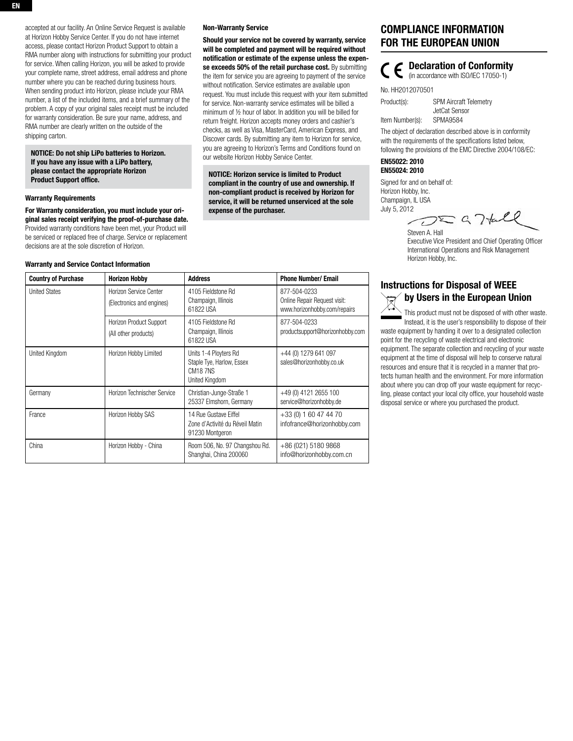accepted at our facility. An Online Service Request is available at Horizon Hobby Service Center. If you do not have internet access, please contact Horizon Product Support to obtain a RMA number along with instructions for submitting your product for service. When calling Horizon, you will be asked to provide your complete name, street address, email address and phone number where you can be reached during business hours. When sending product into Horizon, please include your RMA number, a list of the included items, and a brief summary of the problem. A copy of your original sales receipt must be included for warranty consideration. Be sure your name, address, and RMA number are clearly written on the outside of the shipping carton.

**NOTICE: Do not ship LiPo batteries to Horizon. If you have any issue with a LiPo battery, please contact the appropriate Horizon Product Support office.**

**Warranty Requirements**

**For Warranty consideration, you must include your original sales receipt verifying the proof-of-purchase date.** Provided warranty conditions have been met, your Product will be serviced or replaced free of charge. Service or replacement decisions are at the sole discretion of Horizon.

**Non-Warranty Service**

**Should your service not be covered by warranty, service will be completed and payment will be required without notification or estimate of the expense unless the expense exceeds 50% of the retail purchase cost.** By submitting the item for service you are agreeing to payment of the service without notification. Service estimates are available upon request. You must include this request with your item submitted for service. Non-warranty service estimates will be billed a minimum of ½ hour of labor. In addition you will be billed for return freight. Horizon accepts money orders and cashier's checks, as well as Visa, MasterCard, American Express, and Discover cards. By submitting any item to Horizon for service, you are agreeing to Horizon's Terms and Conditions found on our website Horizon Hobby Service Center.

**NOTICE: Horizon service is limited to Product compliant in the country of use and ownership. If non-compliant product is received by Horizon for service, it will be returned unserviced at the sole expense of the purchaser.**

**Warranty and Service Contact Information**

| Country of Purchase | Horizon Hobby | Address | Phone Number/ Email |
|---|---|---|---|
| United States | Horizon Service Center (Electronics and engines) | 4105 Fieldstone Rd Champaign, Illinois 61822 USA | 877-504-0233 Online Repair Request visit: www.horizonhobby.com/repairs |
| | Horizon Product Support (All other products) | 4105 Fieldstone Rd Champaign, Illinois 61822 USA | 877-504-0233 productsupport@horizonhobby.com |
| United Kingdom | Horizon Hobby Limited | Units 1-4 Ployters Rd Staple Tye, Harlow, Essex CM18 7NS United Kingdom | +44 (0) 1279 641 097 sales@horizonhobby.co.uk |
| Germany | Horizon Technischer Service | Christian-Junge-Straße 1 25337 Elmshorn, Germany | +49 (0) 4121 2655 100 service@horizonhobby.de |
| France | Horizon Hobby SAS | 14 Rue Gustave Eiffel Zone d'Activité du Réveil Matin 91230 Montgeron | +33 (0) 1 60 47 44 70 infofrance@horizonhobby.com |
| China | Horizon Hobby - China | Room 506, No. 97 Changshou Rd. Shanghai, China 200060 | +86 (021) 5180 9868 info@horizonhobby.com.cn |

## COMPLIANCE INFORMATION FOR THE EUROPEAN UNION

### Declaration of Conformity

(in accordance with ISO/IEC 17050-1)

No. HH2012070501

Product(s): SPM Aircraft Telemetry JetCat Sensor
Item Number(s): SPMA9584

The object of declaration described above is in conformity with the requirements of the specifications listed below, following the provisions of the EMC Directive 2004/108/EC:

**EN55022: 2010**
**EN55024: 2010**

Signed for and on behalf of:
Horizon Hobby, Inc.
Champaign, IL USA
July 5, 2012

Steven A. Hall
Executive Vice President and Chief Operating Officer
International Operations and Risk Management
Horizon Hobby, Inc.

### Instructions for Disposal of WEEE by Users in the European Union

This product must not be disposed of with other waste. Instead, it is the user's responsibility to dispose of their waste equipment by handing it over to a designated collection point for the recycling of waste electrical and electronic equipment. The separate collection and recycling of your waste equipment at the time of disposal will help to conserve natural resources and ensure that it is recycled in a manner that protects human health and the environment. For more information about where you can drop off your waste equipment for recycling, please contact your local city office, your household waste disposal service or where you purchased the product.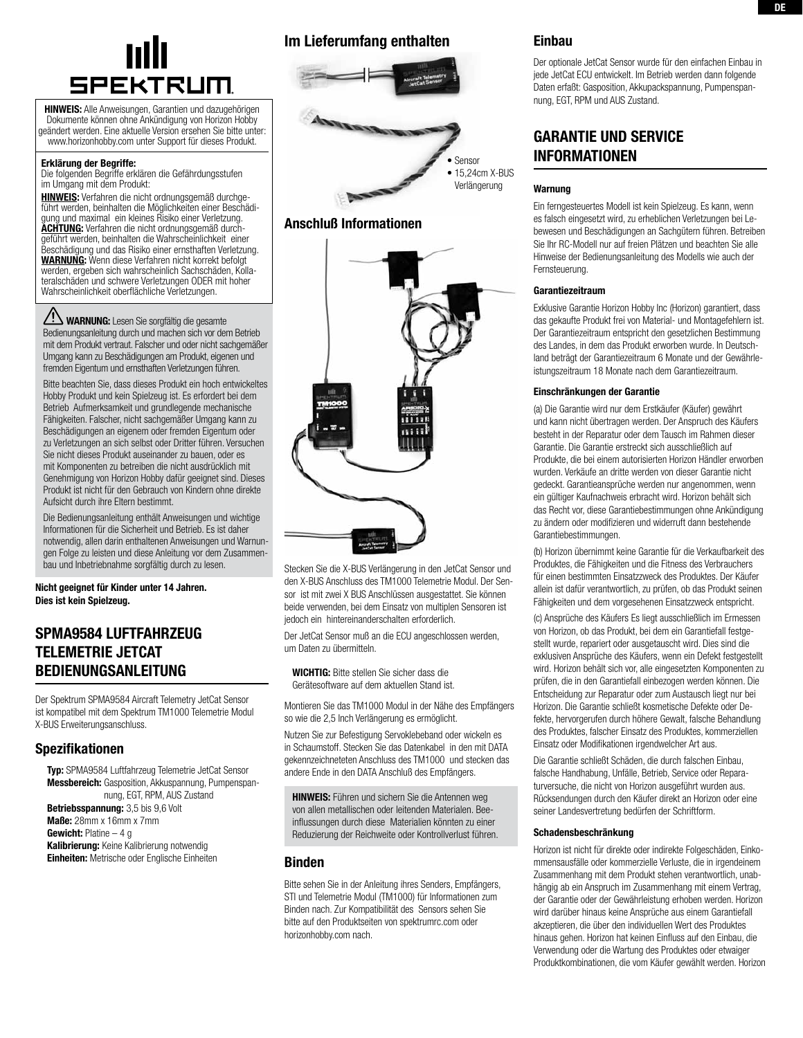**HINWEIS:** Alle Anweisungen, Garantien und dazugehörigen Dokumente können ohne Ankündigung von Horizon Hobby geändert werden. Eine aktuelle Version ersehen Sie bitte unter: www.horizonhobby.com unter Support für dieses Produkt.

**Erklärung der Begriffe:**
Die folgenden Begriffe erklären die Gefährdungsstufen im Umgang mit dem Produkt:

**HINWEIS:** Verfahren die nicht ordnungsgemäß durchgeführt werden, beinhalten die Möglichkeiten einer Beschädigung und maximal ein kleines Risiko einer Verletzung.
**ACHTUNG:** Verfahren die nicht ordnungsgemäß durchgeführt werden, beinhalten die Wahrscheinlichkeit einer Beschädigung und das Risiko einer ernsthaften Verletzung.
**WARNUNG:** Wenn diese Verfahren nicht korrekt befolgt werden, ergeben sich wahrscheinlich Sachschäden, Kollateralschäden und schwere Verletzungen ODER mit hoher Wahrscheinlichkeit oberflächliche Verletzungen.

**WARNUNG:** Lesen Sie sorgfältig die gesamte Bedienungsanleitung durch und machen sich vor dem Betrieb mit dem Produkt vertraut. Falscher und oder nicht sachgemäßer Umgang kann zu Beschädigungen am Produkt, eigenen und fremden Eigentum und ernsthaften Verletzungen führen.

Bitte beachten Sie, dass dieses Produkt ein hoch entwickeltes Hobby Produkt und kein Spielzeug ist. Es erfordert bei dem Betrieb Aufmerksamkeit und grundlegende mechanische Fähigkeiten. Falscher, nicht sachgemäßer Umgang kann zu Beschädigungen an eigenem oder fremden Eigentum oder zu Verletzungen an sich selbst oder Dritter führen. Versuchen Sie nicht dieses Produkt auseinander zu bauen, oder es mit Komponenten zu betreiben die nicht ausdrücklich mit Genehmigung von Horizon Hobby dafür geeignet sind. Dieses Produkt ist nicht für den Gebrauch von Kindern ohne direkte Aufsicht durch ihre Eltern bestimmt.

Die Bedienungsanleitung enthält Anweisungen und wichtige Informationen für die Sicherheit und Betrieb. Es ist daher notwendig, allen darin enthaltenen Anweisungen und Warnungen Folge zu leisten und diese Anleitung vor dem Zusammenbau und Inbetriebnahme sorgfältig durch zu lesen.

**Nicht geeignet für Kinder unter 14 Jahren. Dies ist kein Spielzeug.**

## SPMA9584 LUFTFAHRZEUG TELEMETRIE JETCAT BEDIENUNGSANLEITUNG

Der Spektrum SPMA9584 Aircraft Telemetry JetCat Sensor ist kompatibel mit dem Spektrum TM1000 Telemetrie Modul X-BUS Erweiterungsanschluss.

### Spezifikationen

**Typ:** SPMA9584 Luftfahrzeug Telemetrie JetCat Sensor
**Messbereich:** Gasposition, Akkuspannung, Pumpenspannung, EGT, RPM, AUS Zustand
**Betriebsspannung:** 3,5 bis 9,6 Volt
**Maße:** 28mm x 16mm x 7mm
**Gewicht:** Platine – 4 g
**Kalibrierung:** Keine Kalibrierung notwendig
**Einheiten:** Metrische oder Englische Einheiten

### Im Lieferumfang enthalten

- Sensor
- 15,24cm X-BUS Verlängerung

### Anschluß Informationen

Stecken Sie die X-BUS Verlängerung in den JetCat Sensor und den X-BUS Anschluss des TM1000 Telemetrie Modul. Der Sensor ist mit zwei X BUS Anschlüssen ausgestattet. Sie können beide verwenden, bei dem Einsatz von multiplen Sensoren ist jedoch ein hintereinanderschalten erforderlich.

Der JetCat Sensor muß an die ECU angeschlossen werden, um Daten zu übermitteln.

**WICHTIG:** Bitte stellen Sie sicher dass die Gerätesoftware auf dem aktuellen Stand ist.

Montieren Sie das TM1000 Modul in der Nähe des Empfängers so wie die 2,5 Inch Verlängerung es ermöglicht.

Nutzen Sie zur Befestigung Servoklebeband oder wickeln es in Schaumstoff. Stecken Sie das Datenkabel in den mit DATA gekennzeichneteten Anschluss des TM1000 und stecken das andere Ende in den DATA Anschluß des Empfängers.

**HINWEIS:** Führen und sichern Sie die Antennen weg von allen metallischen oder leitenden Materialen. Beeinflussungen durch diese Materialien könnten zu einer Reduzierung der Reichweite oder Kontrollverlust führen.

### Binden

Bitte sehen Sie in der Anleitung ihres Senders, Empfängers, STI und Telemetrie Modul (TM1000) für Informationen zum Binden nach. Zur Kompatibilität des Sensors sehen Sie bitte auf den Produktseiten von spektrumrc.com oder horizonhobby.com nach.

### Einbau

Der optionale JetCat Sensor wurde für den einfachen Einbau in jede JetCat ECU entwickelt. Im Betrieb werden dann folgende Daten erfaßt: Gasposition, Akkupackspannung, Pumpenspannung, EGT, RPM und AUS Zustand.

## GARANTIE UND SERVICE INFORMATIONEN

#### Warnung

Ein ferngesteuertes Modell ist kein Spielzeug. Es kann, wenn es falsch eingesetzt wird, zu erheblichen Verletzungen bei Lebewesen und Beschädigungen an Sachgütern führen. Betreiben Sie Ihr RC-Modell nur auf freien Plätzen und beachten Sie alle Hinweise der Bedienungsanleitung des Modells wie auch der Fernsteuerung.

#### Garantiezeitraum

Exklusive Garantie Horizon Hobby Inc (Horizon) garantiert, dass das gekaufte Produkt frei von Material- und Montagefehlern ist. Der Garantiezeitraum entspricht den gesetzlichen Bestimmung des Landes, in dem das Produkt erworben wurde. In Deutschland beträgt der Garantiezeitraum 6 Monate und der Gewährleistungszeitraum 18 Monate nach dem Garantiezeitraum.

#### Einschränkungen der Garantie

(a) Die Garantie wird nur dem Erstkäufer (Käufer) gewährt und kann nicht übertragen werden. Der Anspruch des Käufers besteht in der Reparatur oder dem Tausch im Rahmen dieser Garantie. Die Garantie erstreckt sich ausschließlich auf Produkte, die bei einem autorisierten Horizon Händler erworben wurden. Verkäufe an dritte werden von dieser Garantie nicht gedeckt. Garantieansprüche werden nur angenommen, wenn ein gültiger Kaufnachweis erbracht wird. Horizon behält sich das Recht vor, diese Garantiebestimmungen ohne Ankündigung zu ändern oder modifizieren und widerruft dann bestehende Garantiebestimmungen.

(b) Horizon übernimmt keine Garantie für die Verkaufbarkeit des Produktes, die Fähigkeiten und die Fitness des Verbrauchers für einen bestimmten Einsatzzweck des Produktes. Der Käufer allein ist dafür verantwortlich, zu prüfen, ob das Produkt seinen Fähigkeiten und dem vorgesehenen Einsatzzweck entspricht.

(c) Ansprüche des Käufers Es liegt ausschließlich im Ermessen von Horizon, ob das Produkt, bei dem ein Garantiefall festgestellt wurde, repariert oder ausgetauscht wird. Dies sind die exklusiven Ansprüche des Käufers, wenn ein Defekt festgestellt wird. Horizon behält sich vor, alle eingesetzten Komponenten zu prüfen, die in den Garantiefall einbezogen werden können. Die Entscheidung zur Reparatur oder zum Austausch liegt nur bei Horizon. Die Garantie schließt kosmetische Defekte oder Defekte, hervorgerufen durch höhere Gewalt, falsche Behandlung des Produktes, falscher Einsatz des Produktes, kommerziellen Einsatz oder Modifikationen irgendwelcher Art aus.

Die Garantie schließt Schäden, die durch falschen Einbau, falsche Handhabung, Unfälle, Betrieb, Service oder Reparaturversuche, die nicht von Horizon ausgeführt wurden aus. Rücksendungen durch den Käufer direkt an Horizon oder eine seiner Landesvertretung bedürfen der Schriftform.

#### Schadensbeschränkung

Horizon ist nicht für direkte oder indirekte Folgeschäden, Einkommensausfälle oder kommerzielle Verluste, die in irgendeinem Zusammenhang mit dem Produkt stehen verantwortlich, unabhängig ab ein Anspruch im Zusammenhang mit einem Vertrag, der Garantie oder der Gewährleistung erhoben werden. Horizon wird darüber hinaus keine Ansprüche aus einem Garantiefall akzeptieren, die über den individuellen Wert des Produktes hinaus gehen. Horizon hat keinen Einfluss auf den Einbau, die Verwendung oder die Wartung des Produktes oder etwaiger Produktkombinationen, die vom Käufer gewählt werden. Horizon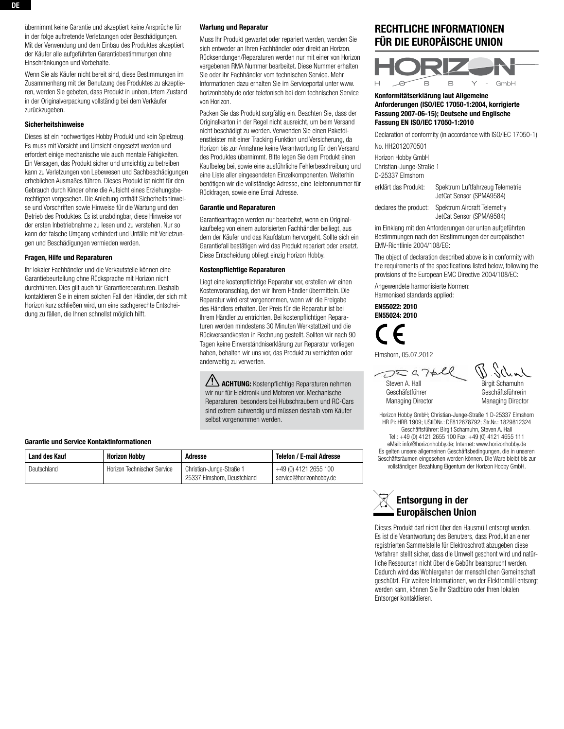übernimmt keine Garantie und akzeptiert keine Ansprüche für in der folge auftretende Verletzungen oder Beschädigungen. Mit der Verwendung und dem Einbau des Produktes akzeptiert der Käufer alle aufgeführten Garantiebestimmungen ohne Einschränkungen und Vorbehalte.

Wenn Sie als Käufer nicht bereit sind, diese Bestimmungen im Zusammenhang mit der Benutzung des Produktes zu akzeptieren, werden Sie gebeten, dass Produkt in unbenutztem Zustand in der Originalverpackung vollständig bei dem Verkäufer zurückzugeben.

**Sicherheitshinweise**

Dieses ist ein hochwertiges Hobby Produkt und kein Spielzeug. Es muss mit Vorsicht und Umsicht eingesetzt werden und erfordert einige mechanische wie auch mentale Fähigkeiten. Ein Versagen, das Produkt sicher und umsichtig zu betreiben kann zu Verletzungen von Lebewesen und Sachbeschädigungen erheblichen Ausmaßes führen. Dieses Produkt ist nicht für den Gebrauch durch Kinder ohne die Aufsicht eines Erziehungsberechtigten vorgesehen. Die Anleitung enthält Sicherheitshinweise und Vorschriften sowie Hinweise für die Wartung und den Betrieb des Produktes. Es ist unabdingbar, diese Hinweise vor der ersten Inbetriebnahme zu lesen und zu verstehen. Nur so kann der falsche Umgang verhindert und Unfälle mit Verletzungen und Beschädigungen vermieden werden.

**Fragen, Hilfe und Reparaturen**

Ihr lokaler Fachhändler und die Verkaufstelle können eine Garantiebeurteilung ohne Rücksprache mit Horizon nicht durchführen. Dies gilt auch für Garantiereparaturen. Deshalb kontaktieren Sie in einem solchen Fall den Händler, der sich mit Horizon kurz schließen wird, um eine sachgerechte Entscheidung zu fällen, die Ihnen schnellst möglich hilft.

**Wartung und Reparatur**

Muss Ihr Produkt gewartet oder repariert werden, wenden Sie sich entweder an Ihren Fachhändler oder direkt an Horizon. Rücksendungen/Reparaturen werden nur mit einer von Horizon vergebenen RMA Nummer bearbeitet. Diese Nummer erhalten Sie oder ihr Fachhändler vom technischen Service. Mehr Informationen dazu erhalten Sie im Serviceportal unter www.horizonhobby.de oder telefonisch bei dem technischen Service von Horizon.

Packen Sie das Produkt sorgfältig ein. Beachten Sie, dass der Originalkarton in der Regel nicht ausreicht, um beim Versand nicht beschädigt zu werden. Verwenden Sie einen Paketdienstleister mit einer Tracking Funktion und Versicherung, da Horizon bis zur Annahme keine Verantwortung für den Versand des Produktes übernimmt. Bitte legen Sie dem Produkt einen Kaufbeleg bei, sowie eine ausführliche Fehlerbeschreibung und eine Liste aller eingesendeten Einzelkomponenten. Weiterhin benötigen wir die vollständige Adresse, eine Telefonnummer für Rückfragen, sowie eine Email Adresse.

**Garantie und Reparaturen**

Garantieanfragen werden nur bearbeitet, wenn ein Originalkaufbeleg von einem autorisierten Fachhändler beiliegt, aus dem der Käufer und das Kaufdatum hervorgeht. Sollte sich ein Garantiefall bestätigen wird das Produkt repariert oder ersetzt. Diese Entscheidung obliegt einzig Horizon Hobby.

**Kostenpflichtige Reparaturen**

Liegt eine kostenpflichtige Reparatur vor, erstellen wir einen Kostenvoranschlag, den wir Ihrem Händler übermitteln. Die Reparatur wird erst vorgenommen, wenn wir die Freigabe des Händlers erhalten. Der Preis für die Reparatur ist bei Ihrem Händler zu entrichten. Bei kostenpflichtigen Reparaturen werden mindestens 30 Minuten Werkstattzeit und die Rückversandkosten in Rechnung gestellt. Sollten wir nach 90 Tagen keine Einverständniserklärung zur Reparatur vorliegen haben, behalten wir uns vor, das Produkt zu vernichten oder anderweitig zu verwerten.

⚠ **ACHTUNG:** Kostenpflichtige Reparaturen nehmen wir nur für Elektronik und Motoren vor. Mechanische Reparaturen, besonders bei Hubschraubern und RC-Cars sind extrem aufwendig und müssen deshalb vom Käufer selbst vorgenommen werden.

**Garantie und Service Kontaktinformationen**

| Land des Kauf | Horizon Hobby | Adresse | Telefon / E-mail Adresse |
|---|---|---|---|
| Deutschland | Horizon Technischer Service | Christian-Junge-Straße 1<br>25337 Elmshorn, Deutschland | +49 (0) 4121 2655 100<br>service@horizonhobby.de |

## RECHTLICHE INFORMATIONEN FÜR DIE EUROPÄISCHE UNION

HORIZON HOBBY - GmbH

**Konformitätserklärung laut Allgemeine Anforderungen (ISO/IEC 17050-1:2004, korrigierte Fassung 2007-06-15); Deutsche und Englische Fassung EN ISO/IEC 17050-1:2010**

Declaration of conformity (in accordance with ISO/IEC 17050-1)

No. HH2012070501

Horizon Hobby GmbH
Christian-Junge-Straße 1
D-25337 Elmshorn

erklärt das Produkt: Spektrum Luftfahrzeug Telemetrie JetCat Sensor (SPMA9584)

declares the product: Spektrum Aircraft Telemetry JetCat Sensor (SPMA9584)

im Einklang mit den Anforderungen der unten aufgeführten Bestimmungen nach den Bestimmungen der europäischen EMV-Richtlinie 2004/108/EG:

The object of declaration described above is in conformity with the requirements of the specifications listed below, following the provisions of the European EMC Directive 2004/108/EC:

Angewendete harmonisierte Normen:
Harmonised standards applied:

**EN55022: 2010**
**EN55024: 2010**

CE

Elmshorn, 05.07.2012

Steven A. Hall
Geschäftsführer
Managing Director

Birgit Schamuhn
Geschäftsführerin
Managing Director

Horizon Hobby GmbH; Christian-Junge-Straße 1 D-25337 Elmshorn
HR Pi: HRB 1909; UStIDNr.: DE812678792; Str.Nr.: 1829812324
Geschäftsführer: Birgit Schamuhn, Steven A. Hall
Tel.: +49 (0) 4121 2655 100 Fax: +49 (0) 4121 4655 111
eMail: info@horizonhobby.de; Internet: www.horizonhobby.de
Es gelten unsere allgemeinen Geschäftsbedingungen, die in unseren Geschäftsräumen eingesehen werden können. Die Ware bleibt bis zur vollständigen Bezahlung Eigentum der Horizon Hobby GmbH.

## Entsorgung in der Europäischen Union

Dieses Produkt darf nicht über den Hausmüll entsorgt werden. Es ist die Verantwortung des Benutzers, dass Produkt an einer registrierten Sammelstelle für Elektroschrott abzugeben diese Verfahren stellt sicher, dass die Umwelt geschont wird und natürliche Ressourcen nicht über die Gebühr beansprucht werden. Dadurch wird das Wohlergehen der menschlichen Gemeinschaft geschützt. Für weitere Informationen, wo der Elektromüll entsorgt werden kann, können Sie Ihr Stadtbüro oder Ihren lokalen Entsorger kontaktieren.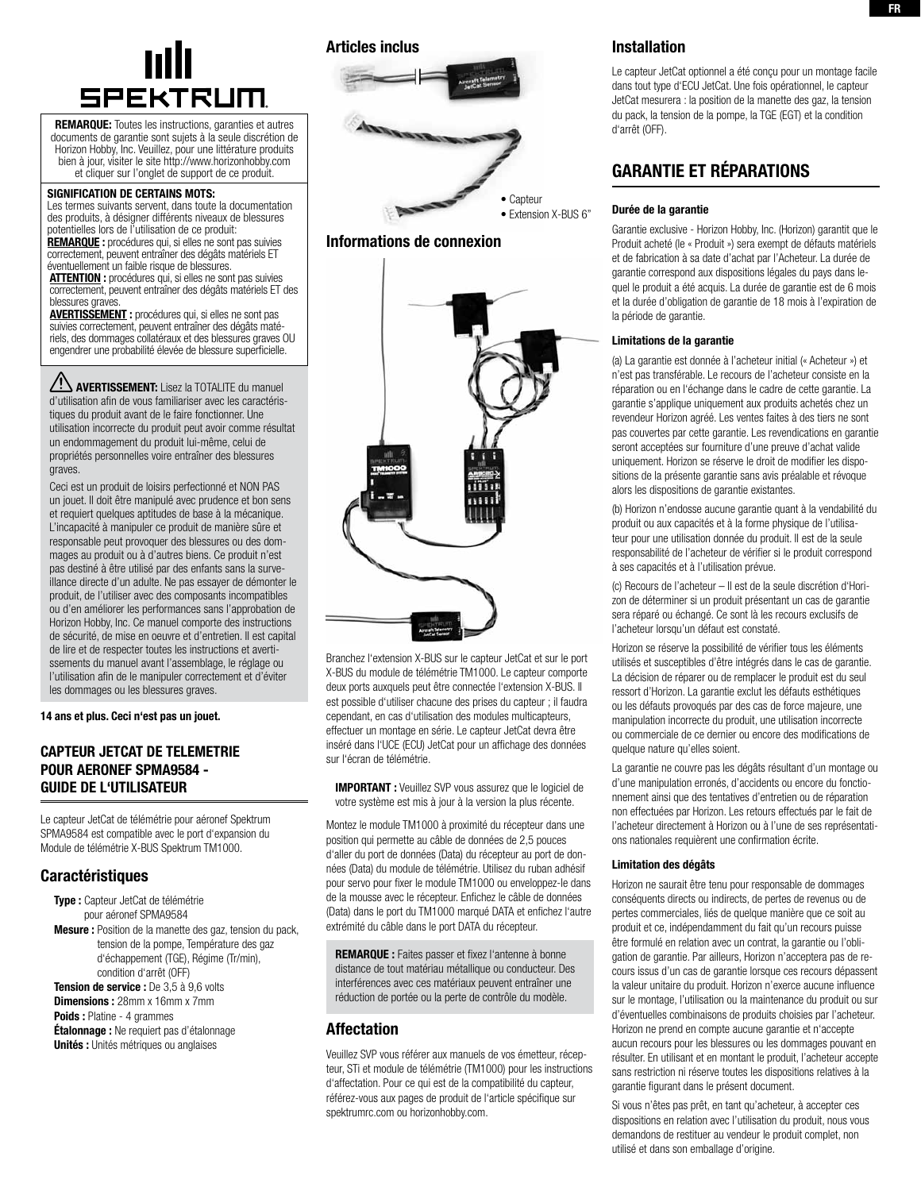**REMARQUE:** Toutes les instructions, garanties et autres documents de garantie sont sujets à la seule discrétion de Horizon Hobby, Inc. Veuillez, pour une littérature produits bien à jour, visiter le site http://www.horizonhobby.com et cliquer sur l'onglet de support de ce produit.

**SIGNIFICATION DE CERTAINS MOTS:**
Les termes suivants servent, dans toute la documentation des produits, à désigner différents niveaux de blessures potentielles lors de l'utilisation de ce produit:
**REMARQUE :** procédures qui, si elles ne sont pas suivies correctement, peuvent entraîner des dégâts matériels ET éventuellement un faible risque de blessures.
**ATTENTION :** procédures qui, si elles ne sont pas suivies correctement, peuvent entraîner des dégâts matériels ET des blessures graves.
**AVERTISSEMENT :** procédures qui, si elles ne sont pas suivies correctement, peuvent entraîner des dégâts matériels, des dommages collatéraux et des blessures graves OU engendrer une probabilité élevée de blessure superficielle.

**AVERTISSEMENT:** Lisez la TOTALITE du manuel d'utilisation afin de vous familiariser avec les caractéristiques du produit avant de le faire fonctionner. Une utilisation incorrecte du produit peut avoir comme résultat un endommagement du produit lui-même, celui de propriétés personnelles voire entraîner des blessures graves.

Ceci est un produit de loisirs perfectionné et NON PAS un jouet. Il doit être manipulé avec prudence et bon sens et requiert quelques aptitudes de base à la mécanique. L'incapacité à manipuler ce produit de manière sûre et responsable peut provoquer des blessures ou des dommages au produit ou à d'autres biens. Ce produit n'est pas destiné à être utilisé par des enfants sans la surveillance directe d'un adulte. Ne pas essayer de démonter le produit, de l'utiliser avec des composants incompatibles ou d'en améliorer les performances sans l'approbation de Horizon Hobby, Inc. Ce manuel comporte des instructions de sécurité, de mise en oeuvre et d'entretien. Il est capital de lire et de respecter toutes les instructions et avertissements du manuel avant l'assemblage, le réglage ou l'utilisation afin de le manipuler correctement et d'éviter les dommages ou les blessures graves.

**14 ans et plus. Ceci n'est pas un jouet.**

# CAPTEUR JETCAT DE TELEMETRIE POUR AERONEF SPMA9584 - GUIDE DE L'UTILISATEUR

Le capteur JetCat de télémétrie pour aéronef Spektrum SPMA9584 est compatible avec le port d'expansion du Module de télémétrie X-BUS Spektrum TM1000.

## Caractéristiques

**Type :** Capteur JetCat de télémétrie pour aéronef SPMA9584
**Mesure :** Position de la manette des gaz, tension du pack, tension de la pompe, Température des gaz d'échappement (TGE), Régime (Tr/min), condition d'arrêt (OFF)
**Tension de service :** De 3,5 à 9,6 volts
**Dimensions :** 28mm x 16mm x 7mm
**Poids :** Platine - 4 grammes
**Étalonnage :** Ne requiert pas d'étalonnage
**Unités :** Unités métriques ou anglaises

## Articles inclus

- Capteur
- Extension X-BUS 6"

## Informations de connexion

Branchez l'extension X-BUS sur le capteur JetCat et sur le port X-BUS du module de télémétrie TM1000. Le capteur comporte deux ports auxquels peut être connectée l'extension X-BUS. Il est possible d'utiliser chacune des prises du capteur ; il faudra cependant, en cas d'utilisation des modules multicapteurs, effectuer un montage en série. Le capteur JetCat devra être inséré dans l'UCE (ECU) JetCat pour un affichage des données sur l'écran de télémétrie.

**IMPORTANT :** Veuillez SVP vous assurez que le logiciel de votre système est mis à jour à la version la plus récente.

Montez le module TM1000 à proximité du récepteur dans une position qui permette au câble de données de 2,5 pouces d'aller du port de données (Data) du récepteur au port de données (Data) du module de télémétrie. Utilisez du ruban adhésif pour servo pour fixer le module TM1000 ou enveloppez-le dans de la mousse avec le récepteur. Enfichez le câble de données (Data) dans le port du TM1000 marqué DATA et enfichez l'autre extrémité du câble dans le port DATA du récepteur.

**REMARQUE :** Faites passer et fixez l'antenne à bonne distance de tout matériau métallique ou conducteur. Des interférences avec ces matériaux peuvent entraîner une réduction de portée ou la perte de contrôle du modèle.

## Affectation

Veuillez SVP vous référer aux manuels de vos émetteur, récepteur, STi et module de télémétrie (TM1000) pour les instructions d'affectation. Pour ce qui est de la compatibilité du capteur, référez-vous aux pages de produit de l'article spécifique sur spektrumrc.com ou horizonhobby.com.

## Installation

Le capteur JetCat optionnel a été conçu pour un montage facile dans tout type d'ECU JetCat. Une fois opérationnel, le capteur JetCat mesurera : la position de la manette des gaz, la tension du pack, la tension de la pompe, la TGE (EGT) et la condition d'arrêt (OFF).

# GARANTIE ET RÉPARATIONS

### Durée de la garantie

Garantie exclusive - Horizon Hobby, Inc. (Horizon) garantit que le Produit acheté (le « Produit ») sera exempt de défauts matériels et de fabrication à sa date d'achat par l'Acheteur. La durée de garantie correspond aux dispositions légales du pays dans lequel le produit a été acquis. La durée de garantie est de 6 mois et la durée d'obligation de garantie de 18 mois à l'expiration de la période de garantie.

### Limitations de la garantie

(a) La garantie est donnée à l'acheteur initial (« Acheteur ») et n'est pas transférable. Le recours de l'acheteur consiste en la réparation ou en l'échange dans le cadre de cette garantie. La garantie s'applique uniquement aux produits achetés chez un revendeur Horizon agréé. Les ventes faites à des tiers ne sont pas couvertes par cette garantie. Les revendications en garantie seront acceptées sur fourniture d'une preuve d'achat valide uniquement. Horizon se réserve le droit de modifier les dispositions de la présente garantie sans avis préalable et révoque alors les dispositions de garantie existantes.

(b) Horizon n'endosse aucune garantie quant à la vendabilité du produit ou aux capacités et à la forme physique de l'utilisateur pour une utilisation donnée du produit. Il est de la seule responsabilité de l'acheteur de vérifier si le produit correspond à ses capacités et à l'utilisation prévue.

(c) Recours de l'acheteur – Il est de la seule discrétion d'Horizon de déterminer si un produit présentant un cas de garantie sera réparé ou échangé. Ce sont là les recours exclusifs de l'acheteur lorsqu'un défaut est constaté.

Horizon se réserve la possibilité de vérifier tous les éléments utilisés et susceptibles d'être intégrés dans le cas de garantie. La décision de réparer ou de remplacer le produit est du seul ressort d'Horizon. La garantie exclut les défauts esthétiques ou les défauts provoqués par des cas de force majeure, une manipulation incorrecte du produit, une utilisation incorrecte ou commerciale de ce dernier ou encore des modifications de quelque nature qu'elles soient.

La garantie ne couvre pas les dégâts résultant d'un montage ou d'une manipulation erronés, d'accidents ou encore du fonctionnement ainsi que des tentatives d'entretien ou de réparation non effectuées par Horizon. Les retours effectués par le fait de l'acheteur directement à Horizon ou à l'une de ses représentations nationales requièrent une confirmation écrite.

### Limitation des dégâts

Horizon ne saurait être tenu pour responsable de dommages conséquents directs ou indirects, de pertes de revenus ou de pertes commerciales, liés de quelque manière que ce soit au produit et ce, indépendamment du fait qu'un recours puisse être formulé en relation avec un contrat, la garantie ou l'obligation de garantie. Par ailleurs, Horizon n'acceptera pas de recours issus d'un cas de garantie lorsque ces recours dépassent la valeur unitaire du produit. Horizon n'exerce aucune influence sur le montage, l'utilisation ou la maintenance du produit ou sur d'éventuelles combinaisons de produits choisies par l'acheteur. Horizon ne prend en compte aucune garantie et n'accepte aucun recours pour les blessures ou les dommages pouvant en résulter. En utilisant et en montant le produit, l'acheteur accepte sans restriction ni réserve toutes les dispositions relatives à la garantie figurant dans le présent document.

Si vous n'êtes pas prêt, en tant qu'acheteur, à accepter ces dispositions en relation avec l'utilisation du produit, nous vous demandons de restituer au vendeur le produit complet, non utilisé et dans son emballage d'origine.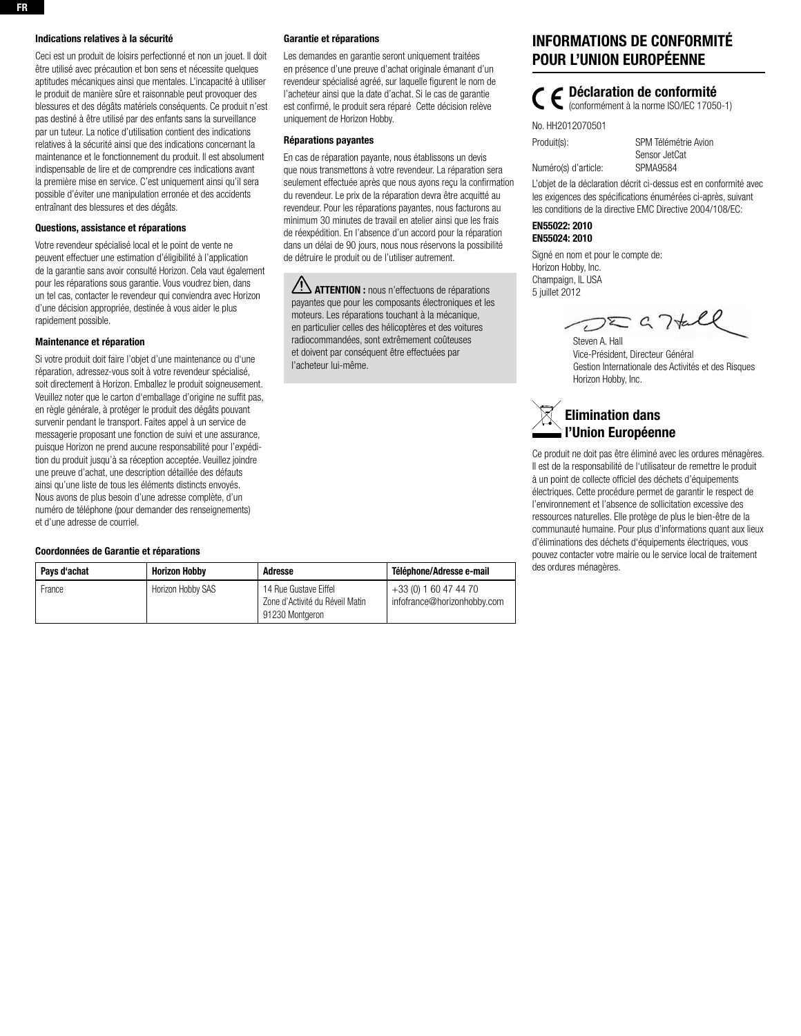### Indications relatives à la sécurité

Ceci est un produit de loisirs perfectionné et non un jouet. Il doit être utilisé avec précaution et bon sens et nécessite quelques aptitudes mécaniques ainsi que mentales. L'incapacité à utiliser le produit de manière sûre et raisonnable peut provoquer des blessures et des dégâts matériels conséquents. Ce produit n'est pas destiné à être utilisé par des enfants sans la surveillance par un tuteur. La notice d'utilisation contient des indications relatives à la sécurité ainsi que des indications concernant la maintenance et le fonctionnement du produit. Il est absolument indispensable de lire et de comprendre ces indications avant la première mise en service. C'est uniquement ainsi qu'il sera possible d'éviter une manipulation erronée et des accidents entraînant des blessures et des dégâts.

### Questions, assistance et réparations

Votre revendeur spécialisé local et le point de vente ne peuvent effectuer une estimation d'éligibilité à l'application de la garantie sans avoir consulté Horizon. Cela vaut également pour les réparations sous garantie. Vous voudrez bien, dans un tel cas, contacter le revendeur qui conviendra avec Horizon d'une décision appropriée, destinée à vous aider le plus rapidement possible.

### Maintenance et réparation

Si votre produit doit faire l'objet d'une maintenance ou d'une réparation, adressez-vous soit à votre revendeur spécialisé, soit directement à Horizon. Emballez le produit soigneusement. Veuillez noter que le carton d'emballage d'origine ne suffit pas, en règle générale, à protéger le produit des dégâts pouvant survenir pendant le transport. Faites appel à un service de messagerie proposant une fonction de suivi et une assurance, puisque Horizon ne prend aucune responsabilité pour l'expédition du produit jusqu'à sa réception acceptée. Veuillez joindre une preuve d'achat, une description détaillée des défauts ainsi qu'une liste de tous les éléments distincts envoyés. Nous avons de plus besoin d'une adresse complète, d'un numéro de téléphone (pour demander des renseignements) et d'une adresse de courriel.

### Garantie et réparations

Les demandes en garantie seront uniquement traitées en présence d'une preuve d'achat originale émanant d'un revendeur spécialisé agréé, sur laquelle figurent le nom de l'acheteur ainsi que la date d'achat. Si le cas de garantie est confirmé, le produit sera réparé  Cette décision relève uniquement de Horizon Hobby.

### Réparations payantes

En cas de réparation payante, nous établissons un devis que nous transmettons à votre revendeur. La réparation sera seulement effectuée après que nous ayons reçu la confirmation du revendeur. Le prix de la réparation devra être acquitté au revendeur. Pour les réparations payantes, nous facturons au minimum 30 minutes de travail en atelier ainsi que les frais de réexpédition. En l'absence d'un accord pour la réparation dans un délai de 90 jours, nous nous réservons la possibilité de détruire le produit ou de l'utiliser autrement.

**ATTENTION :** nous n'effectuons de réparations payantes que pour les composants électroniques et les moteurs. Les réparations touchant à la mécanique, en particulier celles des hélicoptères et des voitures radiocommandées, sont extrêmement coûteuses et doivent par conséquent être effectuées par l'acheteur lui-même.

### Coordonnées de Garantie et réparations

| Pays d'achat | Horizon Hobby | Adresse | Téléphone/Adresse e-mail |
|---|---|---|---|
| France | Horizon Hobby SAS | 14 Rue Gustave Eiffel<br>Zone d'Activité du Réveil Matin<br>91230 Montgeron | +33 (0) 1 60 47 44 70<br>infofrance@horizonhobby.com |

## INFORMATIONS DE CONFORMITÉ POUR L'UNION EUROPÉENNE

### Déclaration de conformité

(conformément à la norme ISO/IEC 17050-1)

No. HH2012070501

Produit(s): SPM Télémétrie Avion Sensor JetCat
Numéro(s) d'article: SPMA9584

L'objet de la déclaration décrit ci-dessus est en conformité avec les exigences des spécifications énumérées ci-après, suivant les conditions de la directive EMC Directive 2004/108/EC:

**EN55022: 2010**
**EN55024: 2010**

Signé en nom et pour le compte de:
Horizon Hobby, Inc.
Champaign, IL USA
5 juillet 2012

Steven A. Hall
Vice-Président, Directeur Général
Gestion Internationale des Activités et des Risques
Horizon Hobby, Inc.

### Elimination dans l'Union Européenne

Ce produit ne doit pas être éliminé avec les ordures ménagères. Il est de la responsabilité de l'utilisateur de remettre le produit à un point de collecte officiel des déchets d'équipements électriques. Cette procédure permet de garantir le respect de l'environnement et l'absence de sollicitation excessive des ressources naturelles. Elle protège de plus le bien-être de la communauté humaine. Pour plus d'informations quant aux lieux d'éliminations des déchets d'équipements électriques, vous pouvez contacter votre mairie ou le service local de traitement des ordures ménagères.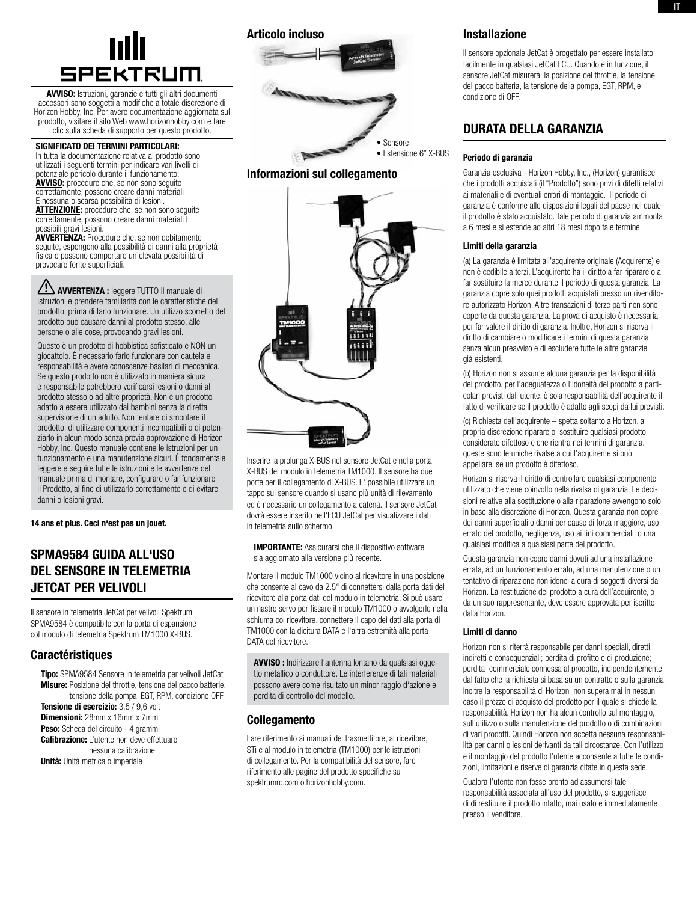**AVVISO:** Istruzioni, garanzie e tutti gli altri documenti accessori sono soggetti a modifiche a totale discrezione di Horizon Hobby, Inc. Per avere documentazione aggiornata sul prodotto, visitare il sito Web www.horizonhobby.com e fare clic sulla scheda di supporto per questo prodotto.

**SIGNIFICATO DEI TERMINI PARTICOLARI:**
In tutta la documentazione relativa al prodotto sono utilizzati i seguenti termini per indicare vari livelli di potenziale pericolo durante il funzionamento:
**AVVISO:** procedure che, se non sono seguite correttamente, possono creare danni materiali E nessuna o scarsa possibilità di lesioni.
**ATTENZIONE:** procedure che, se non sono seguite correttamente, possono creare danni materiali E possibili gravi lesioni.
**AVVERTENZA:** Procedure che, se non debitamente seguite, espongono alla possibilità di danni alla proprietà fisica o possono comportare un'elevata possibilità di provocare ferite superficiali.

**AVVERTENZA :** leggere TUTTO il manuale di istruzioni e prendere familiarità con le caratteristiche del prodotto, prima di farlo funzionare. Un utilizzo scorretto del prodotto può causare danni al prodotto stesso, alle persone o alle cose, provocando gravi lesioni.

Questo è un prodotto di hobbistica sofisticato e NON un giocattolo. È necessario farlo funzionare con cautela e responsabilità e avere conoscenze basilari di meccanica. Se questo prodotto non è utilizzato in maniera sicura e responsabile potrebbero verificarsi lesioni o danni al prodotto stesso o ad altre proprietà. Non è un prodotto adatto a essere utilizzato dai bambini senza la diretta supervisione di un adulto. Non tentare di smontare il prodotto, di utilizzare componenti incompatibili o di potenziarlo in alcun modo senza previa approvazione di Horizon Hobby, Inc. Questo manuale contiene le istruzioni per un funzionamento e una manutenzione sicuri. È fondamentale leggere e seguire tutte le istruzioni e le avvertenze del manuale prima di montare, configurare o far funzionare il Prodotto, al fine di utilizzarlo correttamente e di evitare danni o lesioni gravi.

**14 ans et plus. Ceci n'est pas un jouet.**

## SPMA9584 GUIDA ALL'USO DEL SENSORE IN TELEMETRIA JETCAT PER VELIVOLI

Il sensore in telemetria JetCat per velivoli Spektrum SPMA9584 è compatibile con la porta di espansione col modulo di telemetria Spektrum TM1000 X-BUS.

### Caractéristiques

**Tipo:** SPMA9584 Sensore in telemetria per velivoli JetCat
**Misure:** Posizione del throttle, tensione del pacco batterie, tensione della pompa, EGT, RPM, condizione OFF
**Tensione di esercizio:** 3,5 / 9,6 volt
**Dimensioni:** 28mm x 16mm x 7mm
**Peso:** Scheda del circuito - 4 grammi
**Calibrazione:** L'utente non deve effettuare nessuna calibrazione
**Unità:** Unità metrica o imperiale

### Articolo incluso

- Sensore
- Estensione 6" X-BUS

### Informazioni sul collegamento

Inserire la prolunga X-BUS nel sensore JetCat e nella porta X-BUS del modulo in telemetria TM1000. Il sensore ha due porte per il collegamento di X-BUS. E' possibile utilizzare un tappo sul sensore quando si usano più unità di rilevamento ed è necessario un collegamento a catena. Il sensore JetCat dovrà essere inserito nell'ECU JetCat per visualizzare i dati in telemetria sullo schermo.

**IMPORTANTE:** Assicurarsi che il dispositivo software sia aggiornato alla versione più recente.

Montare il modulo TM1000 vicino al ricevitore in una posizione che consente al cavo da 2.5" di connettersi dalla porta dati del ricevitore alla porta dati del modulo in telemetria. Si può usare un nastro servo per fissare il modulo TM1000 o avvolgerlo nella schiuma col ricevitore. connettere il capo dei dati alla porta di TM1000 con la dicitura DATA e l'altra estremità alla porta DATA del ricevitore.

**AVVISO :** Indirizzare l'antenna lontano da qualsiasi oggetto metallico o conduttore. Le interferenze di tali materiali possono avere come risultato un minor raggio d'azione e perdita di controllo del modello.

### Collegamento

Fare riferimento ai manuali del trasmettitore, al ricevitore, STi e al modulo in telemetria (TM1000) per le istruzioni di collegamento. Per la compatibilità del sensore, fare riferimento alle pagine del prodotto specifiche su spektrumrc.com o horizonhobby.com.

### Installazione

Il sensore opzionale JetCat è progettato per essere installato facilmente in qualsiasi JetCat ECU. Quando è in funzione, il sensore JetCat misurerà: la posizione del throttle, la tensione del pacco battería, la tensione della pompa, EGT, RPM, e condizione di OFF.

## DURATA DELLA GARANZIA

#### Periodo di garanzia

Garanzia esclusiva - Horizon Hobby, Inc., (Horizon) garantisce che i prodotti acquistati (il "Prodotto") sono privi di difetti relativi ai materiali e di eventuali errori di montaggio. Il periodo di garanzia è conforme alle disposizioni legali del paese nel quale il prodotto è stato acquistato. Tale periodo di garanzia ammonta a 6 mesi e si estende ad altri 18 mesi dopo tale termine.

#### Limiti della garanzia

(a) La garanzia è limitata all'acquirente originale (Acquirente) e non è cedibile a terzi. L'acquirente ha il diritto a far riparare o a far sostituire la merce durante il periodo di questa garanzia. La garanzia copre solo quei prodotti acquistati presso un rivenditore autorizzato Horizon. Altre transazioni di terze parti non sono coperte da questa garanzia. La prova di acquisto è necessaria per far valere il diritto di garanzia. Inoltre, Horizon si riserva il diritto di cambiare o modificare i termini di questa garanzia senza alcun preavviso e di escludere tutte le altre garanzie già esistenti.

(b) Horizon non si assume alcuna garanzia per la disponibilità del prodotto, per l'adeguatezza o l'idoneità del prodotto a particolari previsti dall'utente. è sola responsabilità dell'acquirente il fatto di verificare se il prodotto è adatto agli scopi da lui previsti.

(c) Richiesta dell'acquirente – spetta soltanto a Horizon, a propria discrezione riparare o sostituire qualsiasi prodotto considerato difettoso e che rientra nei termini di garanzia. queste sono le uniche rivalse a cui l'acquirente si può appellare, se un prodotto è difettoso.

Horizon si riserva il diritto di controllare qualsiasi componente utilizzato che viene coinvolto nella rivalsa di garanzia. Le decisioni relative alla sostituzione o alla riparazione avvengono solo in base alla discrezione di Horizon. Questa garanzia non copre dei danni superficiali o danni per cause di forza maggiore, uso errato del prodotto, negligenza, uso ai fini commerciali, o una qualsiasi modifica a qualsiasi parte del prodotto.

Questa garanzia non copre danni dovuti ad una installazione errata, ad un funzionamento errato, ad una manutenzione o un tentativo di riparazione non idonei a cura di soggetti diversi da Horizon. La restituzione del prodotto a cura dell'acquirente, o da un suo rappresentante, deve essere approvata per iscritto dalla Horizon.

#### Limiti di danno

Horizon non si riterrà responsabile per danni speciali, diretti, indiretti o consequenziali; perdita di profitto o di produzione; perdita commerciale connessa al prodotto, indipendentemente dal fatto che la richiesta si basa su un contratto o sulla garanzia. Inoltre la responsabilità di Horizon non supera mai in nessun caso il prezzo di acquisto del prodotto per il quale si chiede la responsabilità. Horizon non ha alcun controllo sul montaggio, sull'utilizzo o sulla manutenzione del prodotto o di combinazioni di vari prodotti. Quindi Horizon non accetta nessuna responsabilità per danni o lesioni derivanti da tali circostanze. Con l'utilizzo e il montaggio del prodotto l'utente acconsente a tutte le condizioni, limitazioni e riserve di garanzia citate in questa sede.

Qualora l'utente non fosse pronto ad assumersi tale responsabilità associata all'uso del prodotto, si suggerisce di di restituire il prodotto intatto, mai usato e immediatamente presso il venditore.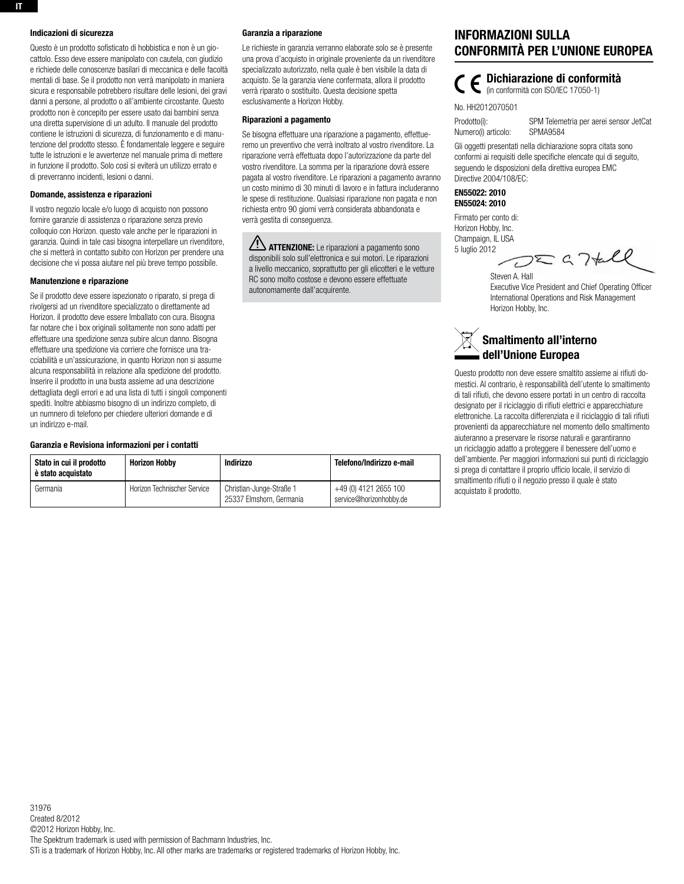### Indicazioni di sicurezza

Questo è un prodotto sofisticato di hobbistica e non è un giocattolo. Esso deve essere manipolato con cautela, con giudizio e richiede delle conoscenze basilari di meccanica e delle facoltà mentali di base. Se il prodotto non verrà manipolato in maniera sicura e responsabile potrebbero risultare delle lesioni, dei gravi danni a persone, al prodotto o all'ambiente circostante. Questo prodotto non è concepito per essere usato dai bambini senza una diretta supervisione di un adulto. Il manuale del prodotto contiene le istruzioni di sicurezza, di funzionamento e di manutenzione del prodotto stesso. È fondamentale leggere e seguire tutte le istruzioni e le avvertenze nel manuale prima di mettere in funzione il prodotto. Solo così si eviterà un utilizzo errato e di preverranno incidenti, lesioni o danni.

### Domande, assistenza e riparazioni

Il vostro negozio locale e/o luogo di acquisto non possono fornire garanzie di assistenza o riparazione senza previo colloquio con Horizon. questo vale anche per le riparazioni in garanzia. Quindi in tale casi bisogna interpellare un rivenditore, che si metterà in contatto subito con Horizon per prendere una decisione che vi possa aiutare nel più breve tempo possibile.

### Manutenzione e riparazione

Se il prodotto deve essere ispezionato o riparato, si prega di rivolgersi ad un rivenditore specializzato o direttamente ad Horizon. il prodotto deve essere Imballato con cura. Bisogna far notare che i box originali solitamente non sono adatti per effettuare una spedizione senza subire alcun danno. Bisogna effettuare una spedizione via corriere che fornisce una tracciabilità e un'assicurazione, in quanto Horizon non si assume alcuna responsabilità in relazione alla spedizione del prodotto. Inserire il prodotto in una busta assieme ad una descrizione dettagliata degli errori e ad una lista di tutti i singoli componenti spediti. Inoltre abbiasmo bisogno di un indirizzo completo, di un numnero di telefono per chiedere ulteriori domande e di un indirizzo e-mail.

### Garanzia a riparazione

Le richieste in garanzia verranno elaborate solo se è presente una prova d'acquisto in originale proveniente da un rivenditore specializzato autorizzato, nella quale è ben visibile la data di acquisto. Se la garanzia viene confermata, allora il prodotto verrà riparato o sostituito. Questa decisione spetta esclusivamente a Horizon Hobby.

### Riparazioni a pagamento

Se bisogna effettuare una riparazione a pagamento, effettueremo un preventivo che verrà inoltrato al vostro rivenditore. La riparazione verrà effettuata dopo l'autorizzazione da parte del vostro rivenditore. La somma per la riparazione dovrà essere pagata al vostro rivenditore. Le riparazioni a pagamento avranno un costo minimo di 30 minuti di lavoro e in fattura includeranno le spese di restituzione. Qualsiasi riparazione non pagata e non richiesta entro 90 giorni verrà considerata abbandonata e verrà gestita di conseguenza.

**ATTENZIONE:** Le riparazioni a pagamento sono disponibili solo sull'elettronica e sui motori. Le riparazioni a livello meccanico, soprattutto per gli elicotteri e le vetture RC sono molto costose e devono essere effettuate autonomamente dall'acquirente.

### Garanzia e Revisiona informazioni per i contatti

| Stato in cui il prodotto è stato acquistato | Horizon Hobby | Indirizzo | Telefono/Indirizzo e-mail |
|---|---|---|---|
| Germania | Horizon Technischer Service | Christian-Junge-Straße 1 25337 Elmshorn, Germania | +49 (0) 4121 2655 100 service@horizonhobby.de |

## INFORMAZIONI SULLA CONFORMITÀ PER L'UNIONE EUROPEA

### Dichiarazione di conformità
(in conformità con ISO/IEC 17050-1)

No. HH2012070501

Prodotto(i): SPM Telemetria per aerei sensor JetCat
Numero(i) articolo: SPMA9584

Gli oggetti presentati nella dichiarazione sopra citata sono conformi ai requisiti delle specifiche elencate qui di seguito, seguendo le disposizioni della direttiva europea EMC Directive 2004/108/EC:

**EN55022: 2010**
**EN55024: 2010**

Firmato per conto di:
Horizon Hobby, Inc.
Champaign, IL USA
5 luglio 2012

Steven A. Hall
Executive Vice President and Chief Operating Officer
International Operations and Risk Management
Horizon Hobby, Inc.

### Smaltimento all'interno dell'Unione Europea

Questo prodotto non deve essere smaltito assieme ai rifiuti domestici. Al contrario, è responsabilità dell'utente lo smaltimento di tali rifiuti, che devono essere portati in un centro di raccolta designato per il riciclaggio di rifiuti elettrici e apparecchiature elettroniche. La raccolta differenziata e il riciclaggio di tali rifiuti provenienti da apparecchiature nel momento dello smaltimento aiuteranno a preservare le risorse naturali e garantiranno un riciclaggio adatto a proteggere il benessere dell'uomo e dell'ambiente. Per maggiori informazioni sui punti di riciclaggio si prega di contattare il proprio ufficio locale, il servizio di smaltimento rifiuti o il negozio presso il quale è stato acquistato il prodotto.

31976
Created 8/2012
©2012 Horizon Hobby, Inc.
The Spektrum trademark is used with permission of Bachmann Industries, Inc.
STi is a trademark of Horizon Hobby, Inc. All other marks are trademarks or registered trademarks of Horizon Hobby, Inc.